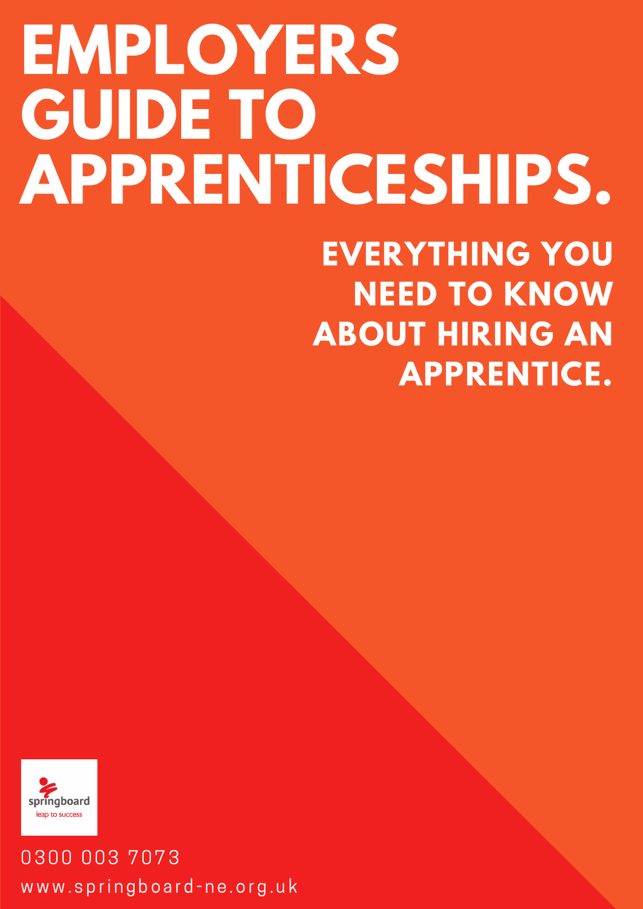# EMPLOYERS GUIDE TO APPRENTICESHIPS.

## EVERYTHING YOU NEED TO KNOW ABOUT HIRING AN APPRENTICE.

springboard
leap to success

0300 003 7073

www.springboard-ne.org.uk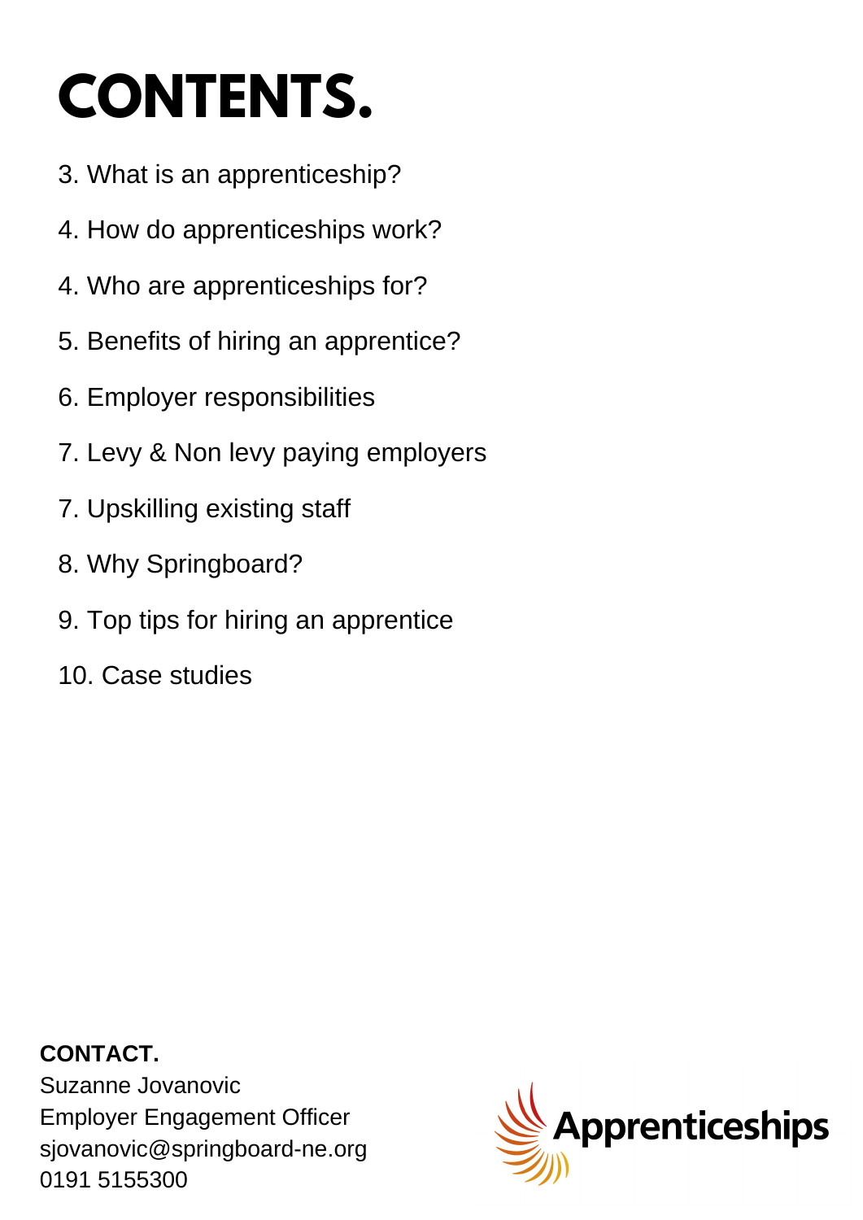# CONTENTS.

3. What is an apprenticeship?

4. How do apprenticeships work?

4. Who are apprenticeships for?

5. Benefits of hiring an apprentice?

6. Employer responsibilities

7. Levy & Non levy paying employers

7. Upskilling existing staff

8. Why Springboard?

9. Top tips for hiring an apprentice

10. Case studies

**CONTACT.**
Suzanne Jovanovic
Employer Engagement Officer
sjovanovic@springboard-ne.org
0191 5155300

Apprenticeships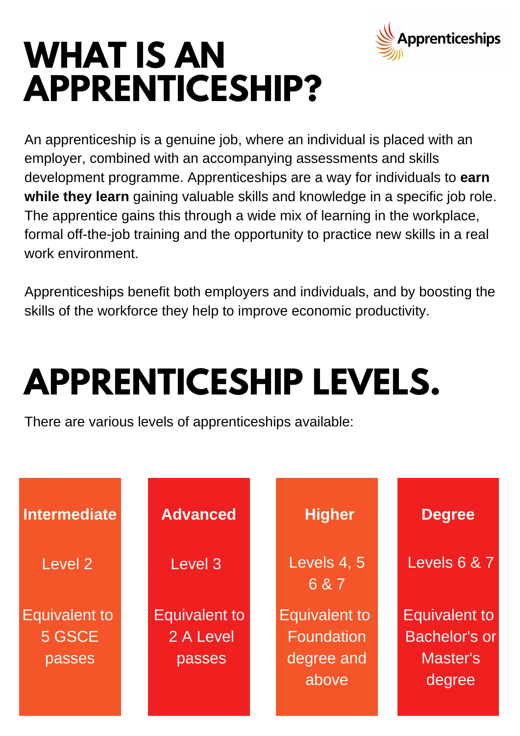# WHAT IS AN APPRENTICESHIP?

An apprenticeship is a genuine job, where an individual is placed with an employer, combined with an accompanying assessments and skills development programme. Apprenticeships are a way for individuals to **earn while they learn** gaining valuable skills and knowledge in a specific job role. The apprentice gains this through a wide mix of learning in the workplace, formal off-the-job training and the opportunity to practice new skills in a real work environment.

Apprenticeships benefit both employers and individuals, and by boosting the skills of the workforce they help to improve economic productivity.

# APPRENTICESHIP LEVELS.

There are various levels of apprenticeships available:

| Intermediate | Advanced | Higher | Degree |
|---|---|---|---|
| Level 2 | Level 3 | Levels 4, 5 6 & 7 | Levels 6 & 7 |
| Equivalent to 5 GSCE passes | Equivalent to 2 A Level passes | Equivalent to Foundation degree and above | Equivalent to Bachelor's or Master's degree |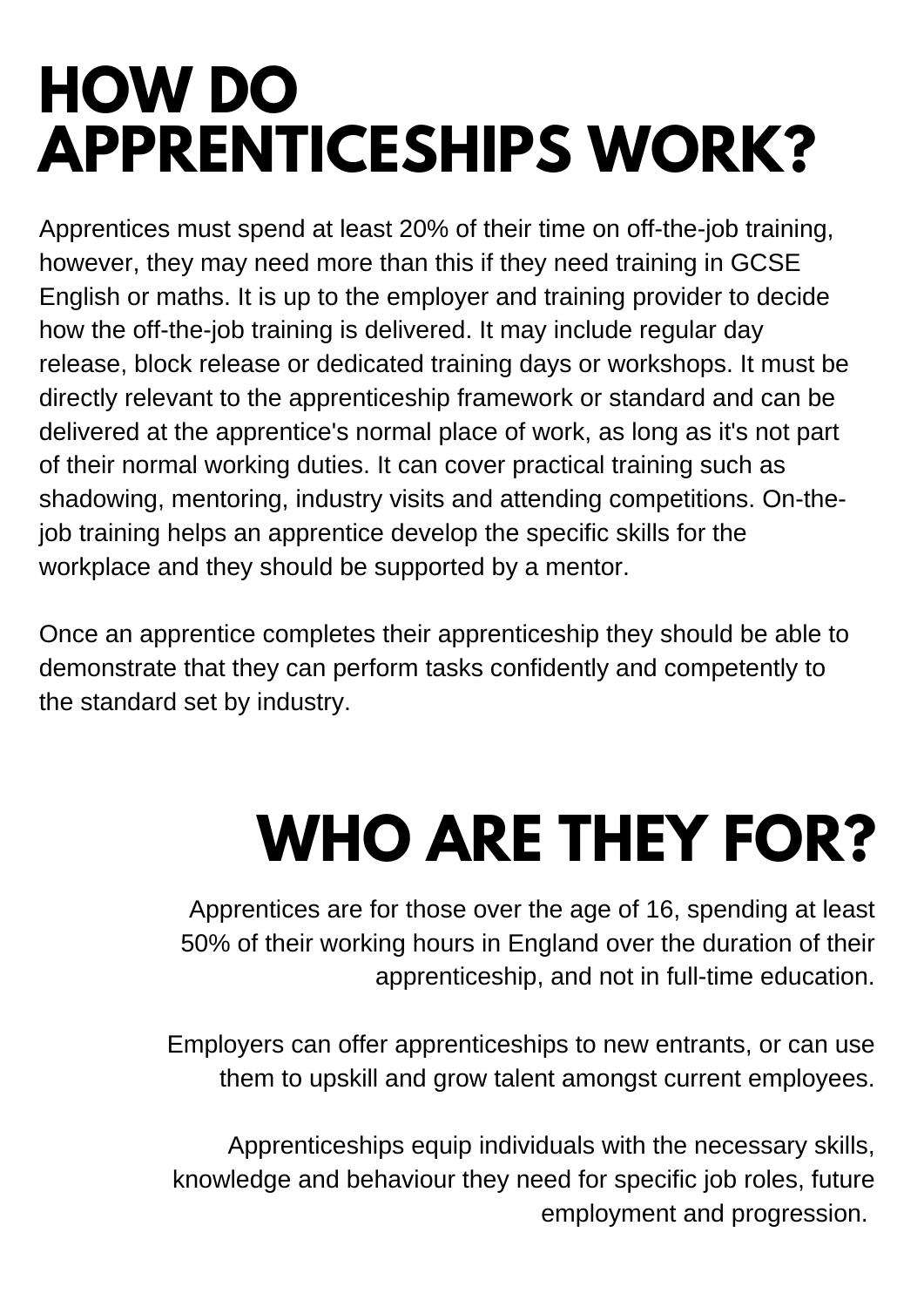# HOW DO APPRENTICESHIPS WORK?

Apprentices must spend at least 20% of their time on off-the-job training, however, they may need more than this if they need training in GCSE English or maths. It is up to the employer and training provider to decide how the off-the-job training is delivered. It may include regular day release, block release or dedicated training days or workshops. It must be directly relevant to the apprenticeship framework or standard and can be delivered at the apprentice's normal place of work, as long as it's not part of their normal working duties. It can cover practical training such as shadowing, mentoring, industry visits and attending competitions. On-the-job training helps an apprentice develop the specific skills for the workplace and they should be supported by a mentor.

Once an apprentice completes their apprenticeship they should be able to demonstrate that they can perform tasks confidently and competently to the standard set by industry.

# WHO ARE THEY FOR?

Apprentices are for those over the age of 16, spending at least 50% of their working hours in England over the duration of their apprenticeship, and not in full-time education.

Employers can offer apprenticeships to new entrants, or can use them to upskill and grow talent amongst current employees.

Apprenticeships equip individuals with the necessary skills, knowledge and behaviour they need for specific job roles, future employment and progression.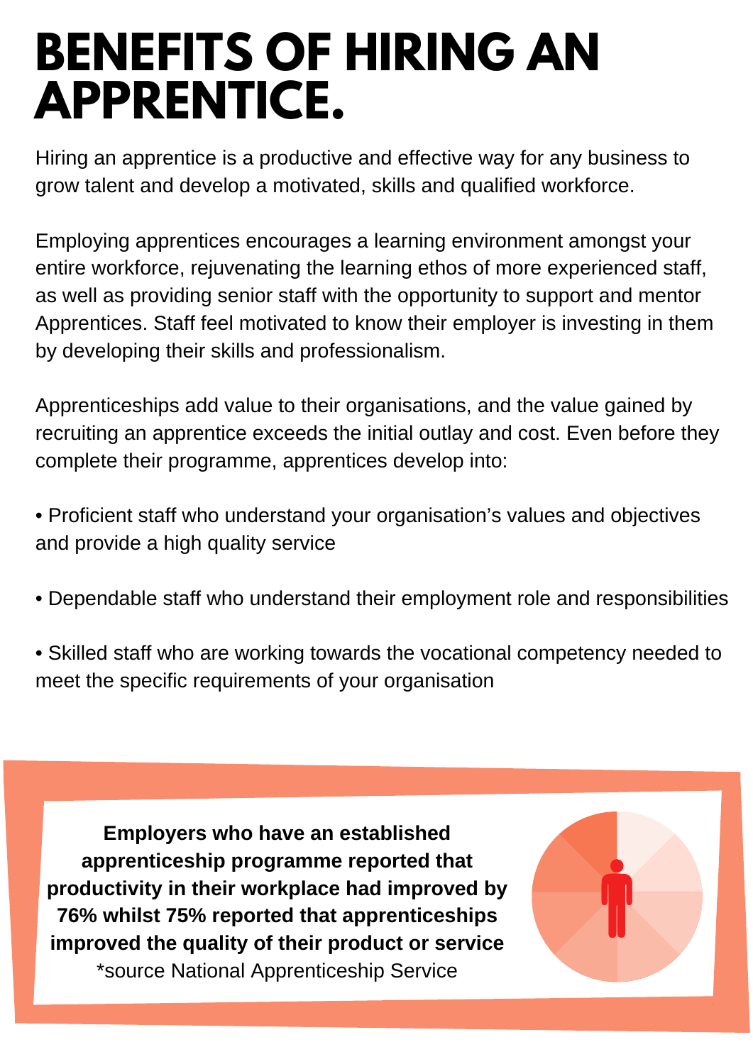# BENEFITS OF HIRING AN APPRENTICE.

Hiring an apprentice is a productive and effective way for any business to grow talent and develop a motivated, skills and qualified workforce.

Employing apprentices encourages a learning environment amongst your entire workforce, rejuvenating the learning ethos of more experienced staff, as well as providing senior staff with the opportunity to support and mentor Apprentices. Staff feel motivated to know their employer is investing in them by developing their skills and professionalism.

Apprenticeships add value to their organisations, and the value gained by recruiting an apprentice exceeds the initial outlay and cost. Even before they complete their programme, apprentices develop into:

- Proficient staff who understand your organisation's values and objectives and provide a high quality service
- Dependable staff who understand their employment role and responsibilities
- Skilled staff who are working towards the vocational competency needed to meet the specific requirements of your organisation

**Employers who have an established apprenticeship programme reported that productivity in their workplace had improved by 76% whilst 75% reported that apprenticeships improved the quality of their product or service**
*source National Apprenticeship Service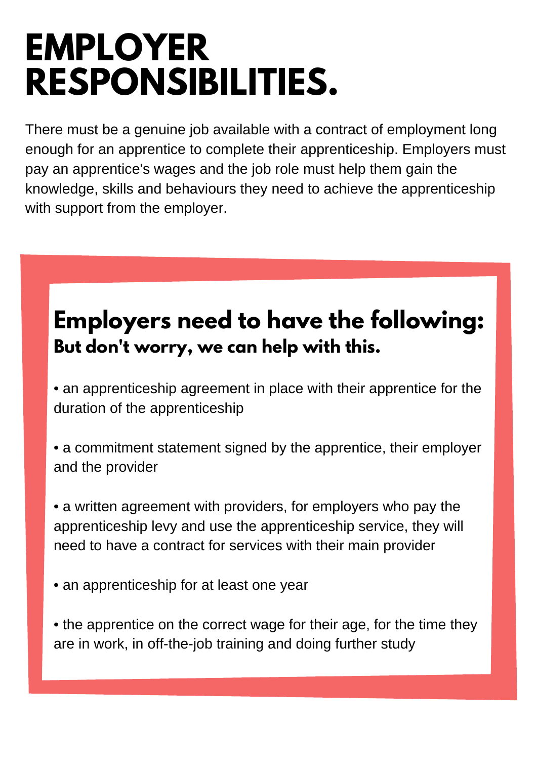# EMPLOYER RESPONSIBILITIES.

There must be a genuine job available with a contract of employment long enough for an apprentice to complete their apprenticeship. Employers must pay an apprentice's wages and the job role must help them gain the knowledge, skills and behaviours they need to achieve the apprenticeship with support from the employer.

## Employers need to have the following:

### But don't worry, we can help with this.

- an apprenticeship agreement in place with their apprentice for the duration of the apprenticeship
- a commitment statement signed by the apprentice, their employer and the provider
- a written agreement with providers, for employers who pay the apprenticeship levy and use the apprenticeship service, they will need to have a contract for services with their main provider
- an apprenticeship for at least one year
- the apprentice on the correct wage for their age, for the time they are in work, in off-the-job training and doing further study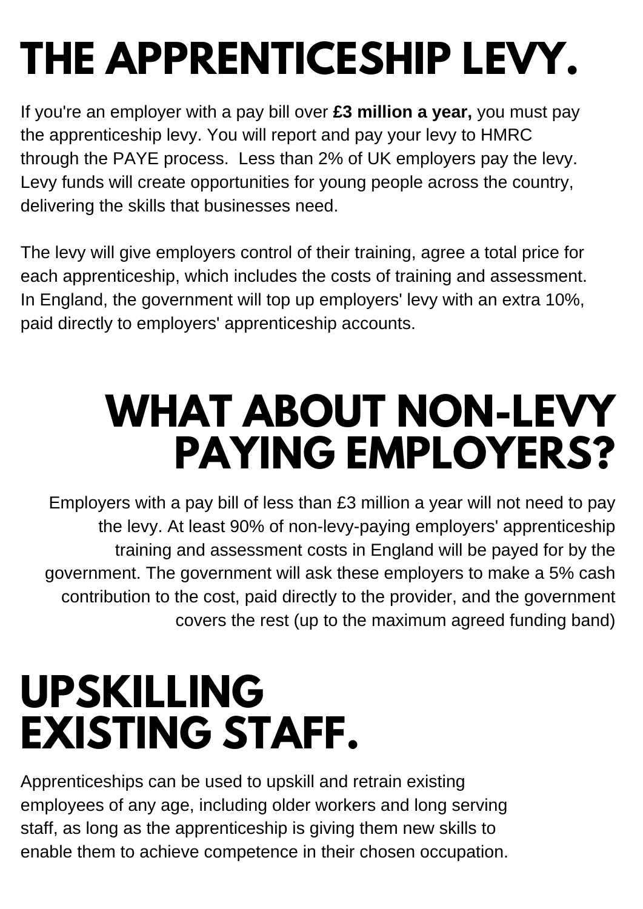# THE APPRENTICESHIP LEVY.

If you're an employer with a pay bill over **£3 million a year,** you must pay the apprenticeship levy. You will report and pay your levy to HMRC through the PAYE process. Less than 2% of UK employers pay the levy. Levy funds will create opportunities for young people across the country, delivering the skills that businesses need.

The levy will give employers control of their training, agree a total price for each apprenticeship, which includes the costs of training and assessment. In England, the government will top up employers' levy with an extra 10%, paid directly to employers' apprenticeship accounts.

# WHAT ABOUT NON-LEVY PAYING EMPLOYERS?

Employers with a pay bill of less than £3 million a year will not need to pay the levy. At least 90% of non-levy-paying employers' apprenticeship training and assessment costs in England will be payed for by the government. The government will ask these employers to make a 5% cash contribution to the cost, paid directly to the provider, and the government covers the rest (up to the maximum agreed funding band)

# UPSKILLING EXISTING STAFF.

Apprenticeships can be used to upskill and retrain existing employees of any age, including older workers and long serving staff, as long as the apprenticeship is giving them new skills to enable them to achieve competence in their chosen occupation.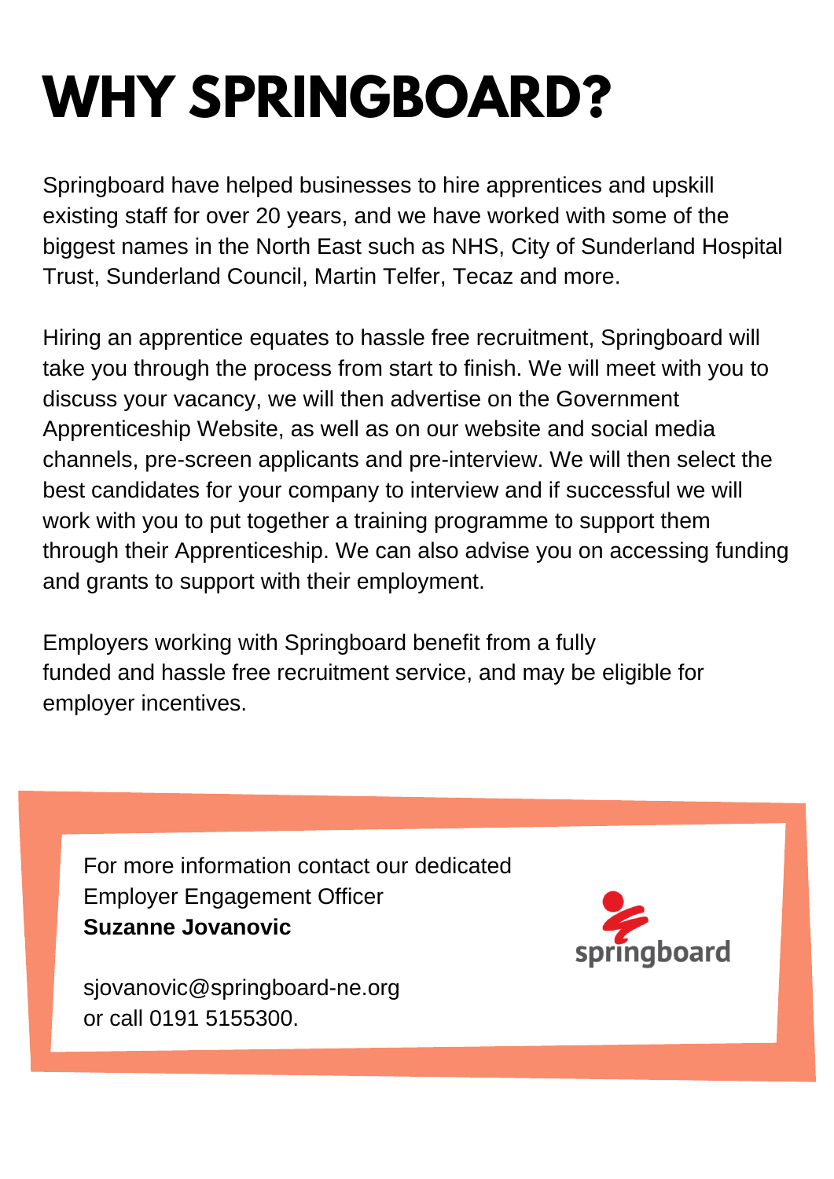# WHY SPRINGBOARD?

Springboard have helped businesses to hire apprentices and upskill existing staff for over 20 years, and we have worked with some of the biggest names in the North East such as NHS, City of Sunderland Hospital Trust, Sunderland Council, Martin Telfer, Tecaz and more.

Hiring an apprentice equates to hassle free recruitment, Springboard will take you through the process from start to finish. We will meet with you to discuss your vacancy, we will then advertise on the Government Apprenticeship Website, as well as on our website and social media channels, pre-screen applicants and pre-interview. We will then select the best candidates for your company to interview and if successful we will work with you to put together a training programme to support them through their Apprenticeship. We can also advise you on accessing funding and grants to support with their employment.

Employers working with Springboard benefit from a fully funded and hassle free recruitment service, and may be eligible for employer incentives.

For more information contact our dedicated Employer Engagement Officer
**Suzanne Jovanovic**

sjovanovic@springboard-ne.org
or call 0191 5155300.

springboard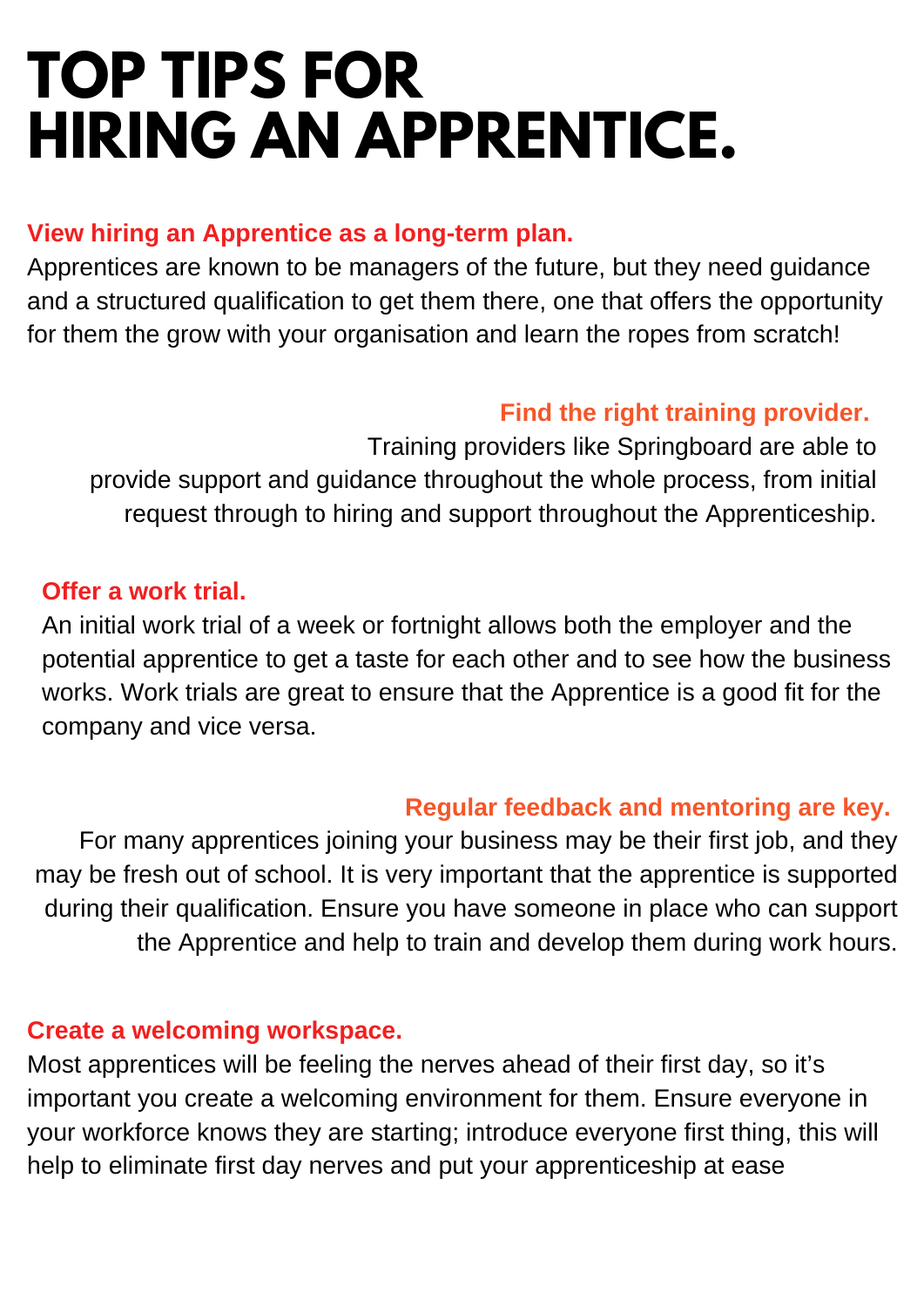# TOP TIPS FOR HIRING AN APPRENTICE.

### View hiring an Apprentice as a long-term plan.

Apprentices are known to be managers of the future, but they need guidance and a structured qualification to get them there, one that offers the opportunity for them the grow with your organisation and learn the ropes from scratch!

### Find the right training provider.

Training providers like Springboard are able to provide support and guidance throughout the whole process, from initial request through to hiring and support throughout the Apprenticeship.

### Offer a work trial.

An initial work trial of a week or fortnight allows both the employer and the potential apprentice to get a taste for each other and to see how the business works. Work trials are great to ensure that the Apprentice is a good fit for the company and vice versa.

### Regular feedback and mentoring are key.

For many apprentices joining your business may be their first job, and they may be fresh out of school. It is very important that the apprentice is supported during their qualification. Ensure you have someone in place who can support the Apprentice and help to train and develop them during work hours.

### Create a welcoming workspace.

Most apprentices will be feeling the nerves ahead of their first day, so it's important you create a welcoming environment for them. Ensure everyone in your workforce knows they are starting; introduce everyone first thing, this will help to eliminate first day nerves and put your apprenticeship at ease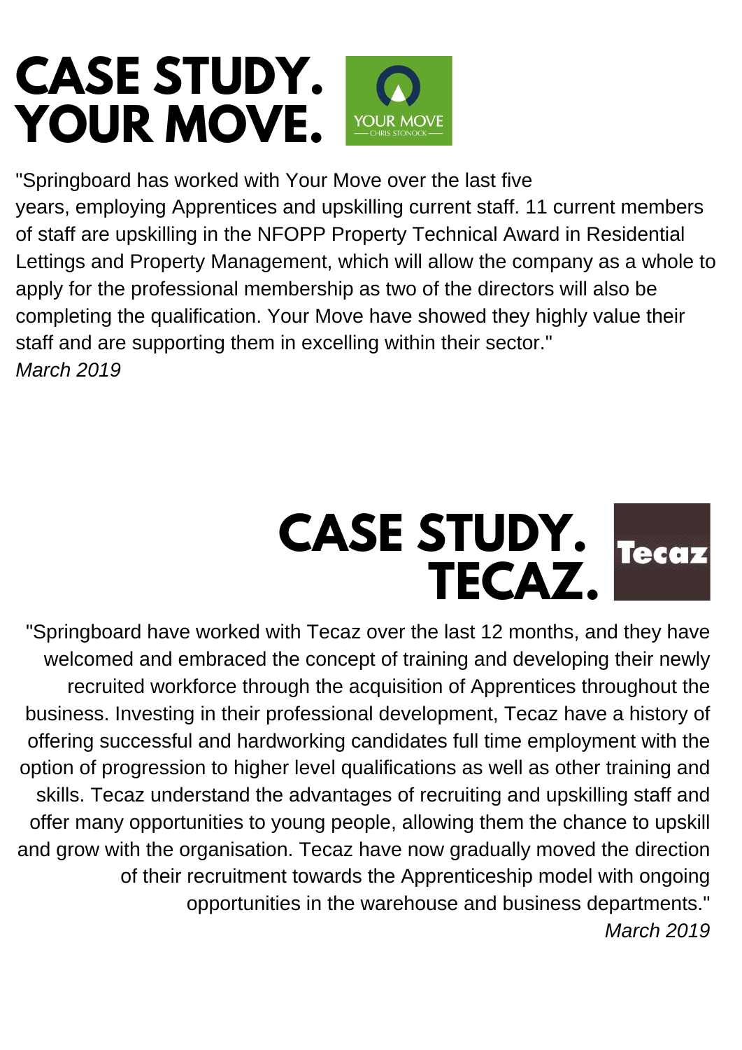# CASE STUDY. YOUR MOVE.

"Springboard has worked with Your Move over the last five years, employing Apprentices and upskilling current staff. 11 current members of staff are upskilling in the NFOPP Property Technical Award in Residential Lettings and Property Management, which will allow the company as a whole to apply for the professional membership as two of the directors will also be completing the qualification. Your Move have showed they highly value their staff and are supporting them in excelling within their sector."

*March 2019*

# CASE STUDY. TECAZ.

"Springboard have worked with Tecaz over the last 12 months, and they have welcomed and embraced the concept of training and developing their newly recruited workforce through the acquisition of Apprentices throughout the business. Investing in their professional development, Tecaz have a history of offering successful and hardworking candidates full time employment with the option of progression to higher level qualifications as well as other training and skills. Tecaz understand the advantages of recruiting and upskilling staff and offer many opportunities to young people, allowing them the chance to upskill and grow with the organisation. Tecaz have now gradually moved the direction of their recruitment towards the Apprenticeship model with ongoing opportunities in the warehouse and business departments."

*March 2019*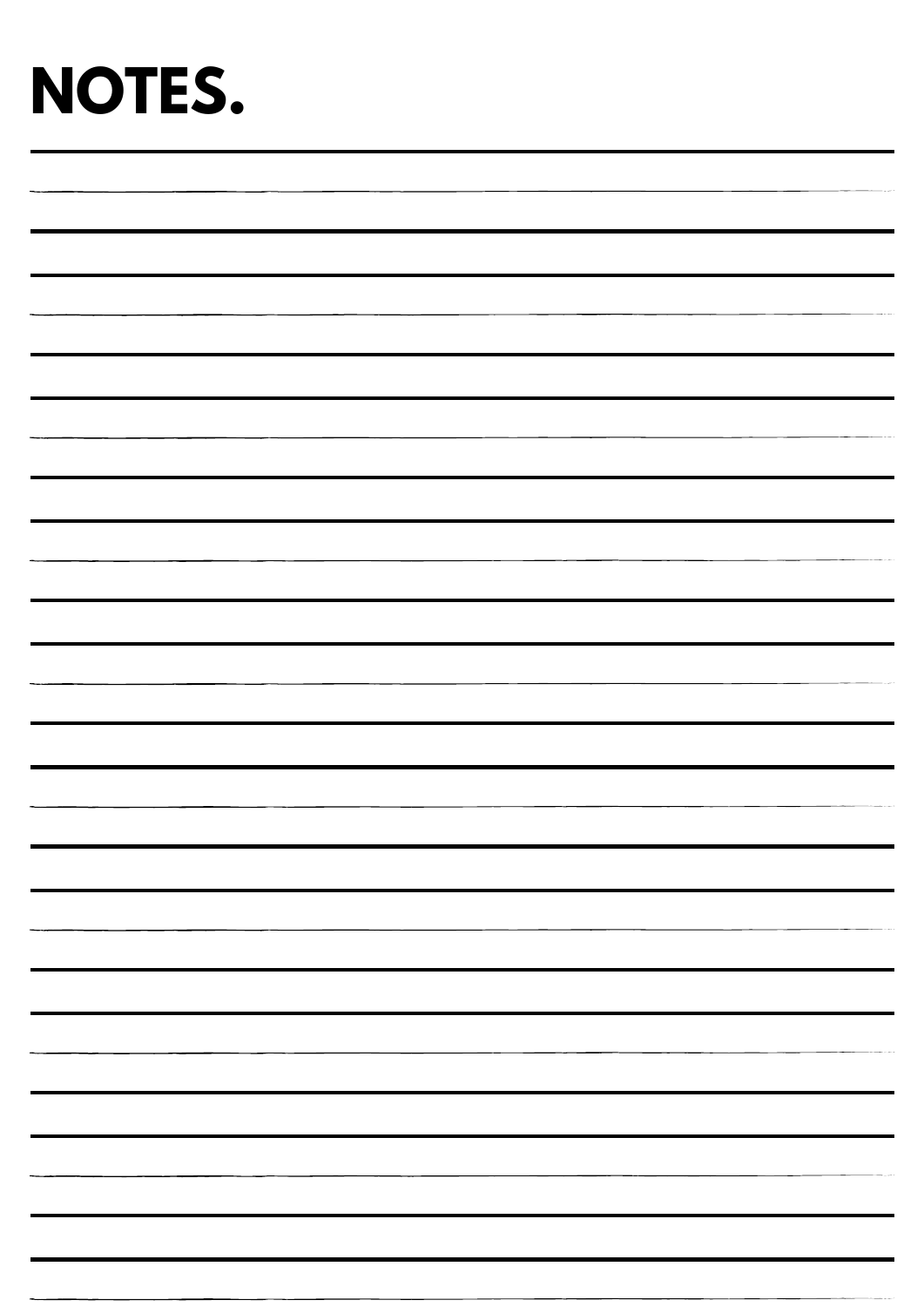# NOTES.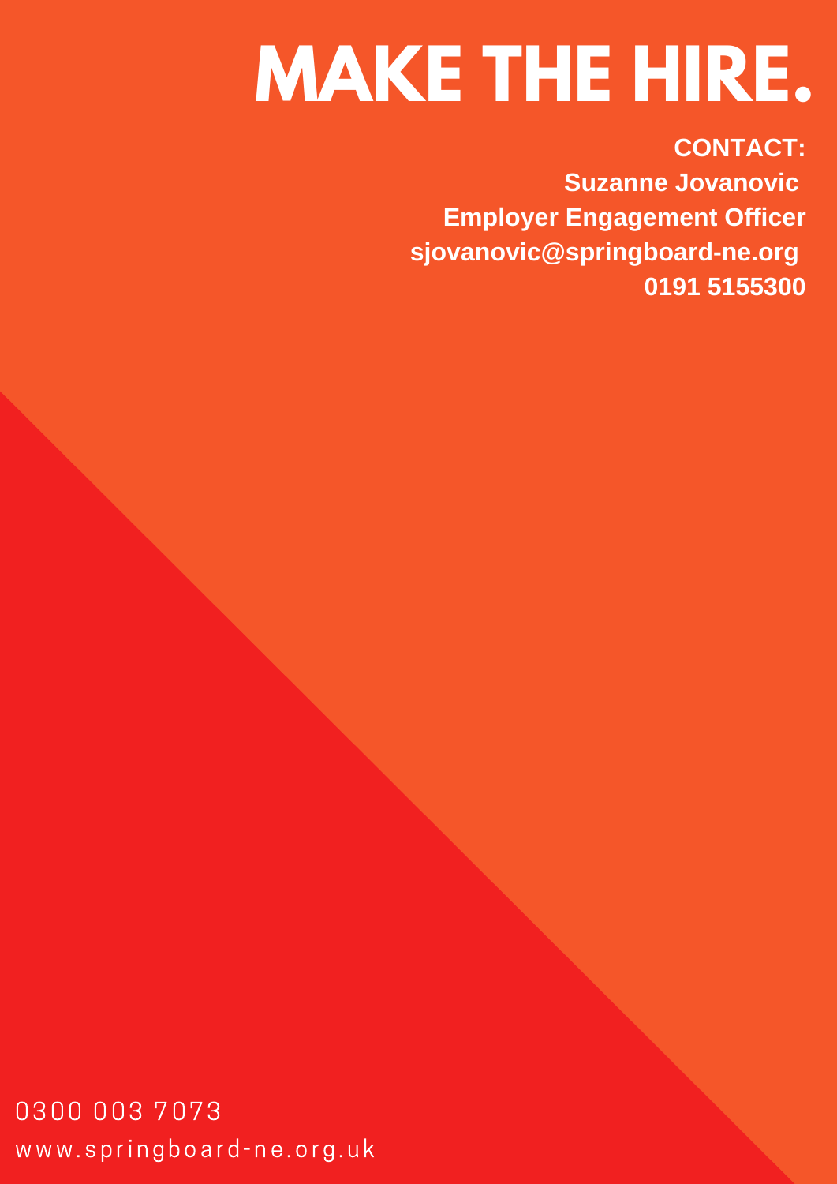# MAKE THE HIRE.

**CONTACT:**
**Suzanne Jovanovic**
**Employer Engagement Officer**
**sjovanovic@springboard-ne.org**
**0191 5155300**

0300 003 7073
www.springboard-ne.org.uk